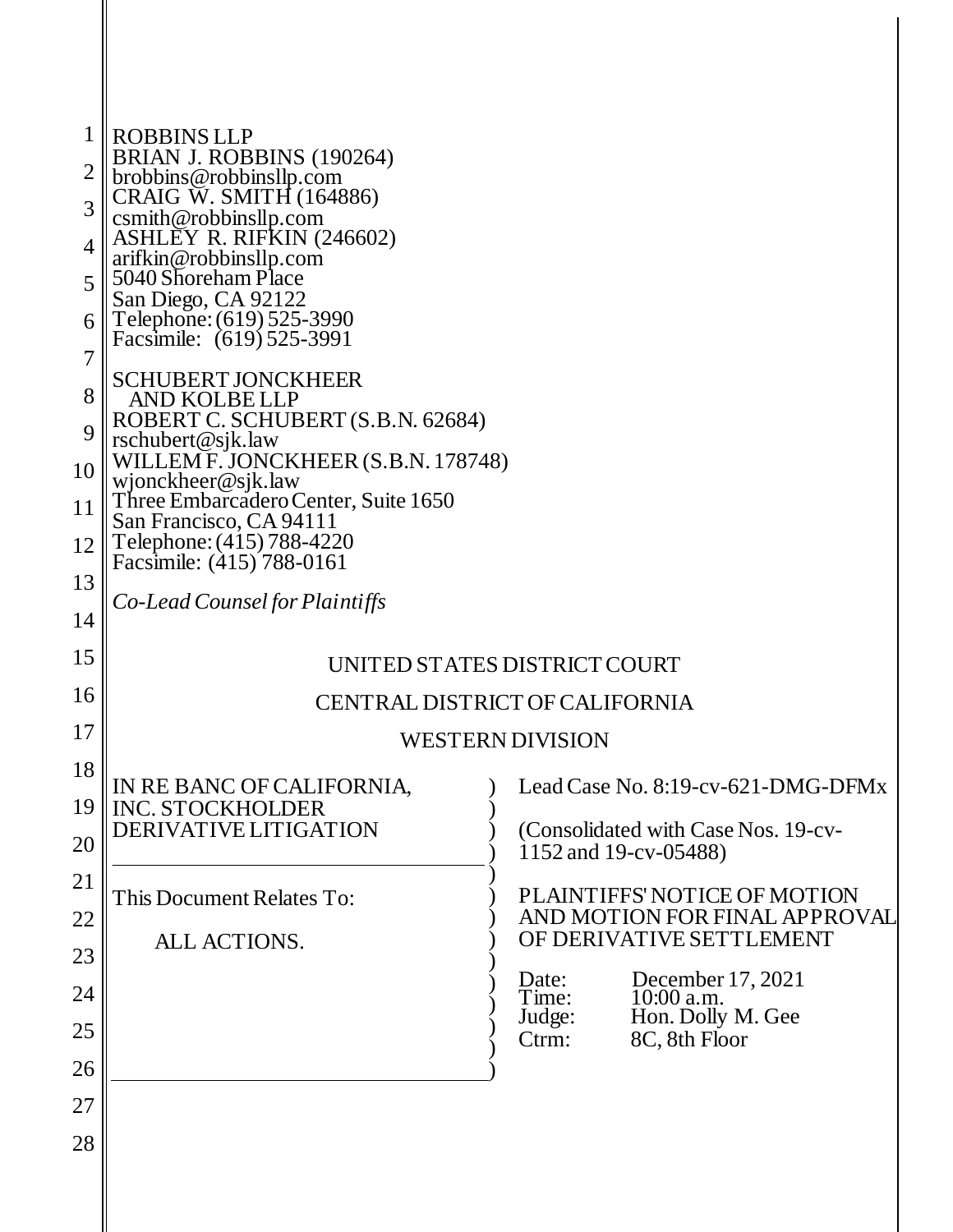ROBBINS LLP
BRIAN J. ROBBINS (190264)
brobbins@robbinsllp.com
CRAIG W. SMITH (164886)
csmith@robbinsllp.com
ASHLEY R. RIFKIN (246602)
arifkin@robbinsllp.com
5040 Shoreham Place
San Diego, CA 92122
Telephone: (619) 525-3990
Facsimile: (619) 525-3991

SCHUBERT JONCKHEER
AND KOLBE LLP
ROBERT C. SCHUBERT (S.B.N. 62684)
rschubert@sjk.law
WILLEM F. JONCKHEER (S.B.N. 178748)
wjonckheer@sjk.law
Three Embarcadero Center, Suite 1650
San Francisco, CA 94111
Telephone: (415) 788-4220
Facsimile: (415) 788-0161

*Co-Lead Counsel for Plaintiffs*

UNITED STATES DISTRICT COURT

CENTRAL DISTRICT OF CALIFORNIA

WESTERN DIVISION

IN RE BANC OF CALIFORNIA, INC. STOCKHOLDER DERIVATIVE LITIGATION

This Document Relates To:

ALL ACTIONS.

Lead Case No. 8:19-cv-621-DMG-DFMx

(Consolidated with Case Nos. 19-cv-1152 and 19-cv-05488)

PLAINTIFFS' NOTICE OF MOTION AND MOTION FOR FINAL APPROVAL OF DERIVATIVE SETTLEMENT

Date: December 17, 2021
Time: 10:00 a.m.
Judge: Hon. Dolly M. Gee
Ctrm: 8C, 8th Floor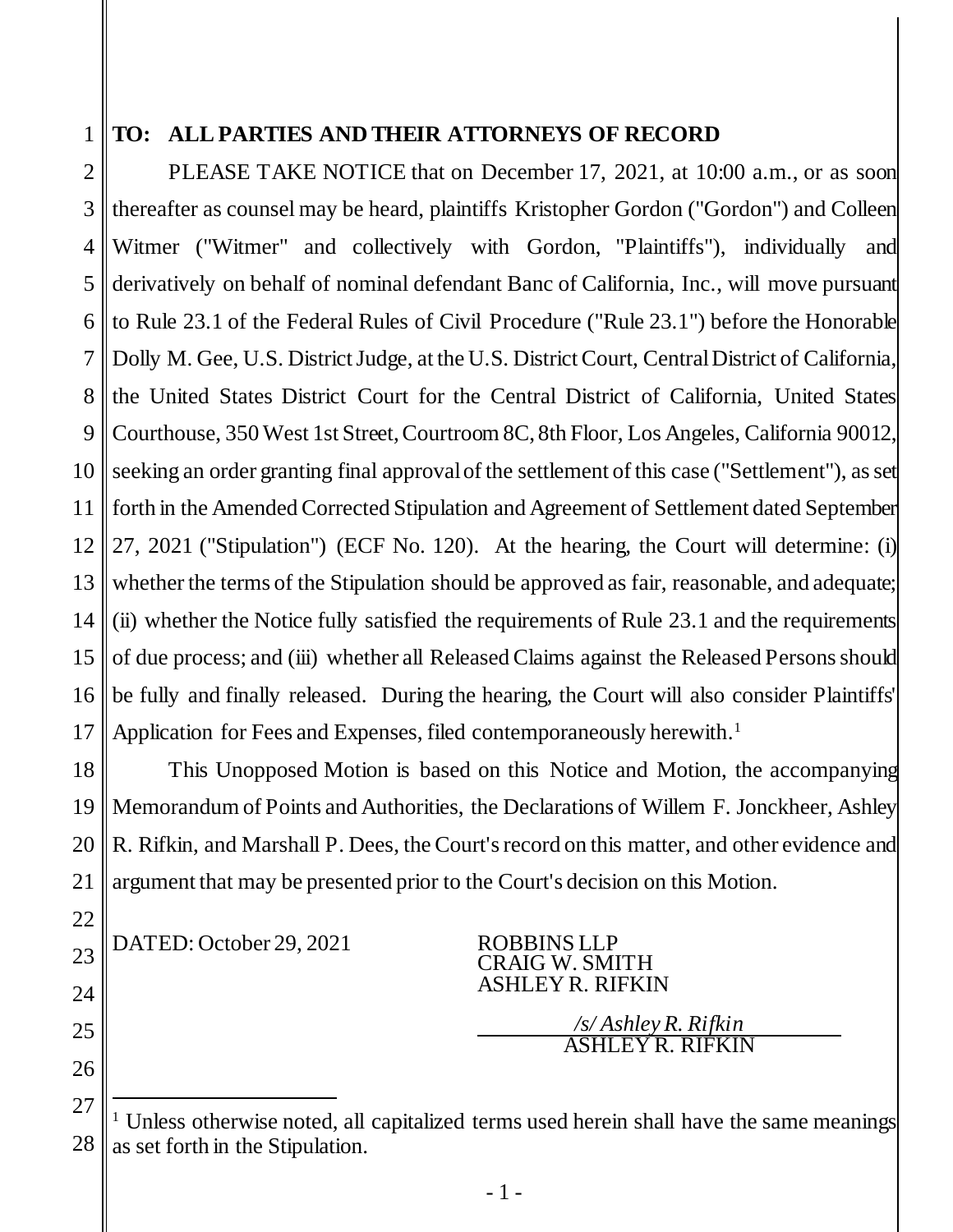**TO: ALL PARTIES AND THEIR ATTORNEYS OF RECORD**

PLEASE TAKE NOTICE that on December 17, 2021, at 10:00 a.m., or as soon thereafter as counsel may be heard, plaintiffs Kristopher Gordon ("Gordon") and Colleen Witmer ("Witmer" and collectively with Gordon, "Plaintiffs"), individually and derivatively on behalf of nominal defendant Banc of California, Inc., will move pursuant to Rule 23.1 of the Federal Rules of Civil Procedure ("Rule 23.1") before the Honorable Dolly M. Gee, U.S. District Judge, at the U.S. District Court, Central District of California, the United States District Court for the Central District of California, United States Courthouse, 350 West 1st Street, Courtroom 8C, 8th Floor, Los Angeles, California 90012, seeking an order granting final approval of the settlement of this case ("Settlement"), as set forth in the Amended Corrected Stipulation and Agreement of Settlement dated September 27, 2021 ("Stipulation") (ECF No. 120). At the hearing, the Court will determine: (i) whether the terms of the Stipulation should be approved as fair, reasonable, and adequate; (ii) whether the Notice fully satisfied the requirements of Rule 23.1 and the requirements of due process; and (iii) whether all Released Claims against the Released Persons should be fully and finally released. During the hearing, the Court will also consider Plaintiffs' Application for Fees and Expenses, filed contemporaneously herewith.[1]

This Unopposed Motion is based on this Notice and Motion, the accompanying Memorandum of Points and Authorities, the Declarations of Willem F. Jonckheer, Ashley R. Rifkin, and Marshall P. Dees, the Court's record on this matter, and other evidence and argument that may be presented prior to the Court's decision on this Motion.

DATED: October 29, 2021

ROBBINS LLP
CRAIG W. SMITH
ASHLEY R. RIFKIN

*/s/ Ashley R. Rifkin*
ASHLEY R. RIFKIN

---

[1] Unless otherwise noted, all capitalized terms used herein shall have the same meanings as set forth in the Stipulation.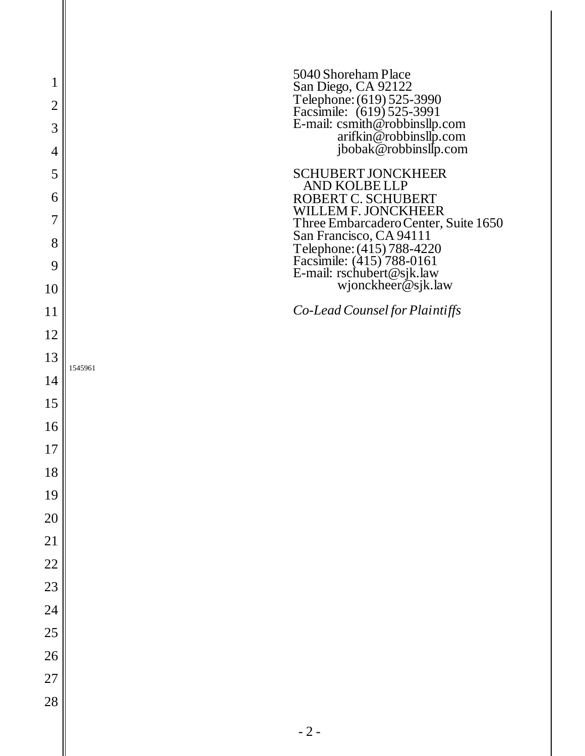5040 Shoreham Place
San Diego, CA 92122
Telephone: (619) 525-3990
Facsimile: (619) 525-3991
E-mail: csmith@robbinsllp.com
arifkin@robbinsllp.com
jbobak@robbinsllp.com

SCHUBERT JONCKHEER
AND KOLBE LLP
ROBERT C. SCHUBERT
WILLEM F. JONCKHEER
Three Embarcadero Center, Suite 1650
San Francisco, CA 94111
Telephone: (415) 788-4220
Facsimile: (415) 788-0161
E-mail: rschubert@sjk.law
wjonckheer@sjk.law

*Co-Lead Counsel for Plaintiffs*

1545961